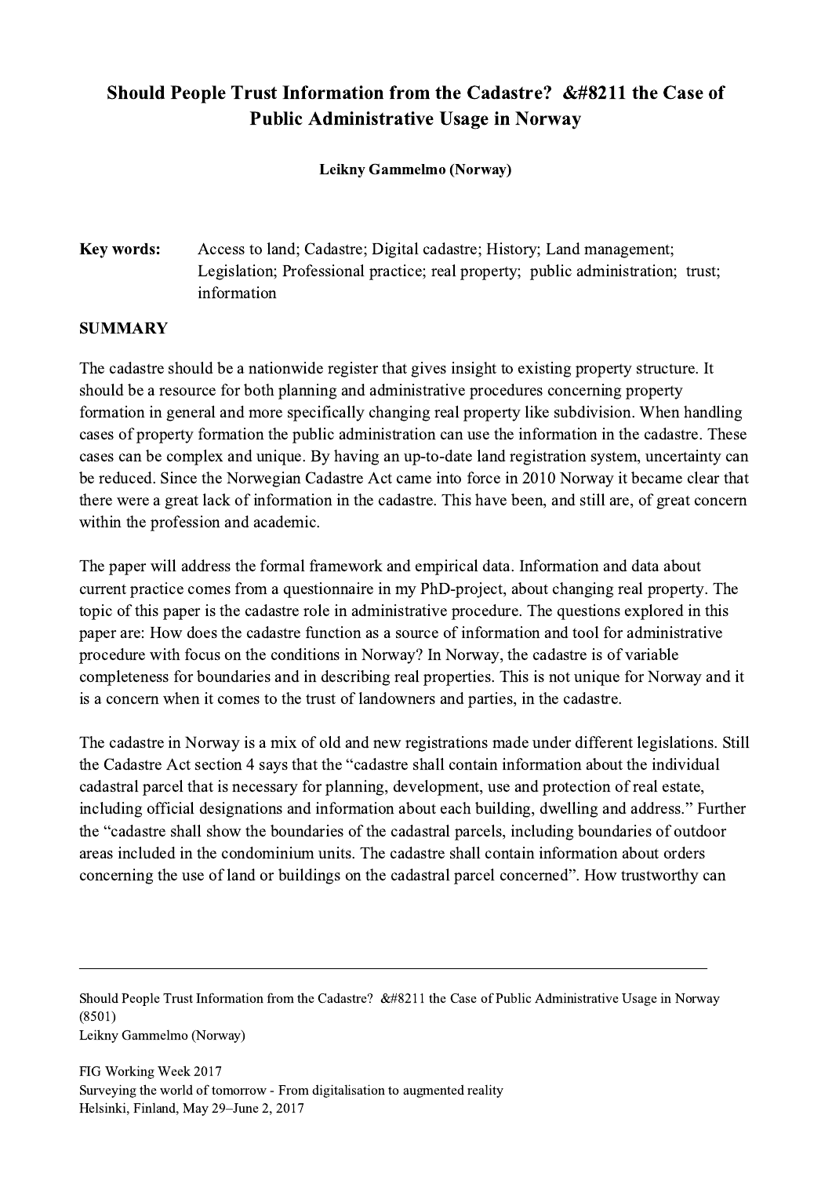# Should People Trust Information from the Cadastre? &#8211 the Case of Public Administrative Usage in Norway

**Leikny Gammelmo (Norway)**

**Key words:** Access to land; Cadastre; Digital cadastre; History; Land management; Legislation; Professional practice; real property; public administration; trust; information

## SUMMARY

The cadastre should be a nationwide register that gives insight to existing property structure. It should be a resource for both planning and administrative procedures concerning property formation in general and more specifically changing real property like subdivision. When handling cases of property formation the public administration can use the information in the cadastre. These cases can be complex and unique. By having an up-to-date land registration system, uncertainty can be reduced. Since the Norwegian Cadastre Act came into force in 2010 Norway it became clear that there were a great lack of information in the cadastre. This have been, and still are, of great concern within the profession and academic.

The paper will address the formal framework and empirical data. Information and data about current practice comes from a questionnaire in my PhD-project, about changing real property. The topic of this paper is the cadastre role in administrative procedure. The questions explored in this paper are: How does the cadastre function as a source of information and tool for administrative procedure with focus on the conditions in Norway? In Norway, the cadastre is of variable completeness for boundaries and in describing real properties. This is not unique for Norway and it is a concern when it comes to the trust of landowners and parties, in the cadastre.

The cadastre in Norway is a mix of old and new registrations made under different legislations. Still the Cadastre Act section 4 says that the "cadastre shall contain information about the individual cadastral parcel that is necessary for planning, development, use and protection of real estate, including official designations and information about each building, dwelling and address." Further the "cadastre shall show the boundaries of the cadastral parcels, including boundaries of outdoor areas included in the condominium units. The cadastre shall contain information about orders concerning the use of land or buildings on the cadastral parcel concerned". How trustworthy can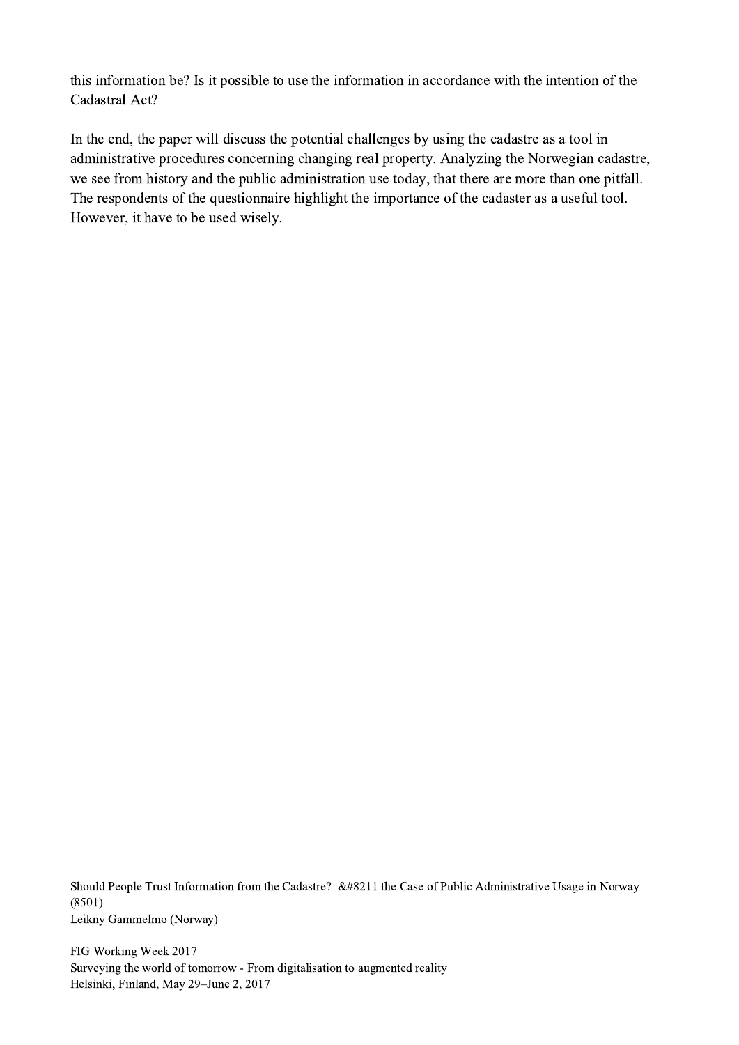this information be? Is it possible to use the information in accordance with the intention of the Cadastral Act?

In the end, the paper will discuss the potential challenges by using the cadastre as a tool in administrative procedures concerning changing real property. Analyzing the Norwegian cadastre, we see from history and the public administration use today, that there are more than one pitfall. The respondents of the questionnaire highlight the importance of the cadaster as a useful tool. However, it have to be used wisely.